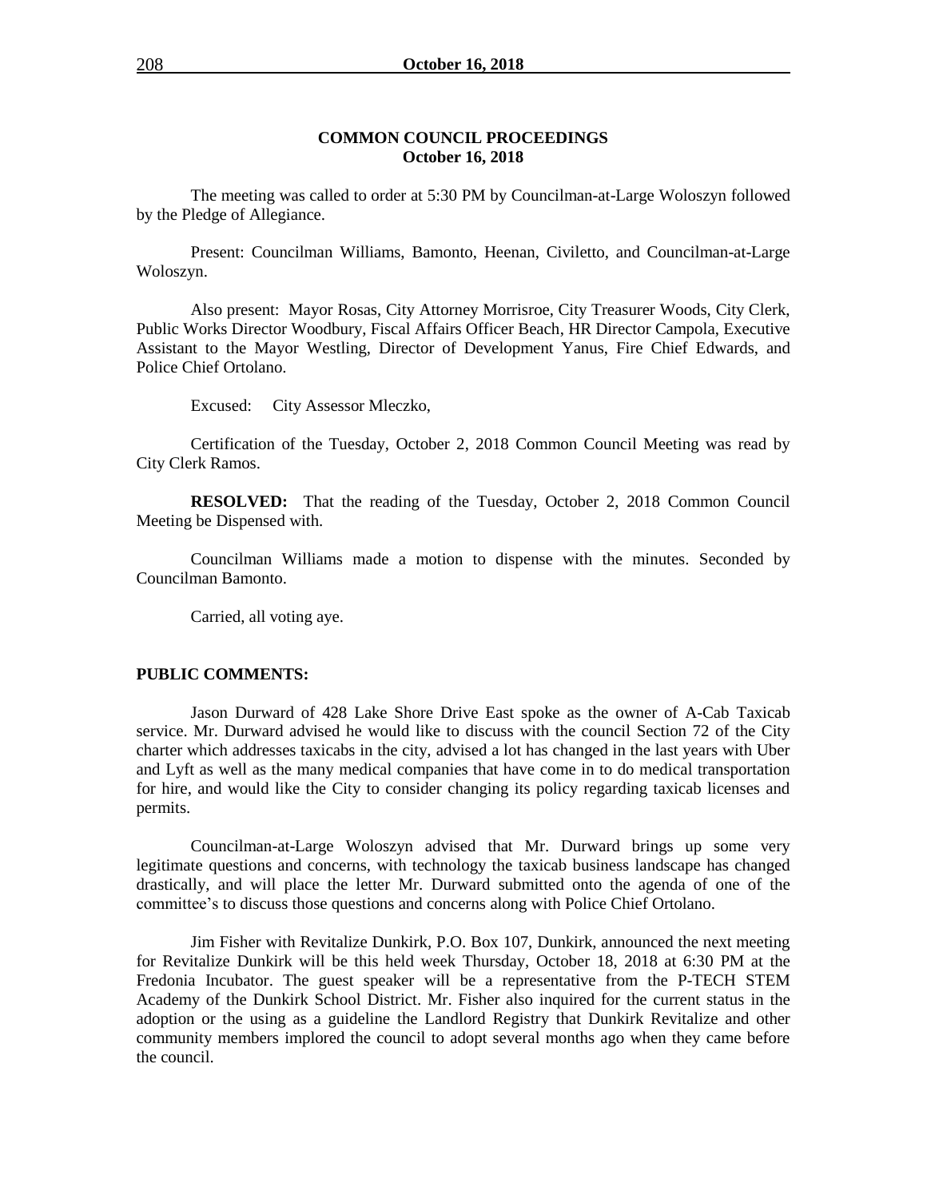## COMMON COUNCIL PROCEEDINGS
## October 16, 2018

The meeting was called to order at 5:30 PM by Councilman-at-Large Woloszyn followed by the Pledge of Allegiance.

Present: Councilman Williams, Bamonto, Heenan, Civiletto, and Councilman-at-Large Woloszyn.

Also present: Mayor Rosas, City Attorney Morrisroe, City Treasurer Woods, City Clerk, Public Works Director Woodbury, Fiscal Affairs Officer Beach, HR Director Campola, Executive Assistant to the Mayor Westling, Director of Development Yanus, Fire Chief Edwards, and Police Chief Ortolano.

Excused: City Assessor Mleczko,

Certification of the Tuesday, October 2, 2018 Common Council Meeting was read by City Clerk Ramos.

**RESOLVED:** That the reading of the Tuesday, October 2, 2018 Common Council Meeting be Dispensed with.

Councilman Williams made a motion to dispense with the minutes. Seconded by Councilman Bamonto.

Carried, all voting aye.

**PUBLIC COMMENTS:**

Jason Durward of 428 Lake Shore Drive East spoke as the owner of A-Cab Taxicab service. Mr. Durward advised he would like to discuss with the council Section 72 of the City charter which addresses taxicabs in the city, advised a lot has changed in the last years with Uber and Lyft as well as the many medical companies that have come in to do medical transportation for hire, and would like the City to consider changing its policy regarding taxicab licenses and permits.

Councilman-at-Large Woloszyn advised that Mr. Durward brings up some very legitimate questions and concerns, with technology the taxicab business landscape has changed drastically, and will place the letter Mr. Durward submitted onto the agenda of one of the committee's to discuss those questions and concerns along with Police Chief Ortolano.

Jim Fisher with Revitalize Dunkirk, P.O. Box 107, Dunkirk, announced the next meeting for Revitalize Dunkirk will be this held week Thursday, October 18, 2018 at 6:30 PM at the Fredonia Incubator. The guest speaker will be a representative from the P-TECH STEM Academy of the Dunkirk School District. Mr. Fisher also inquired for the current status in the adoption or the using as a guideline the Landlord Registry that Dunkirk Revitalize and other community members implored the council to adopt several months ago when they came before the council.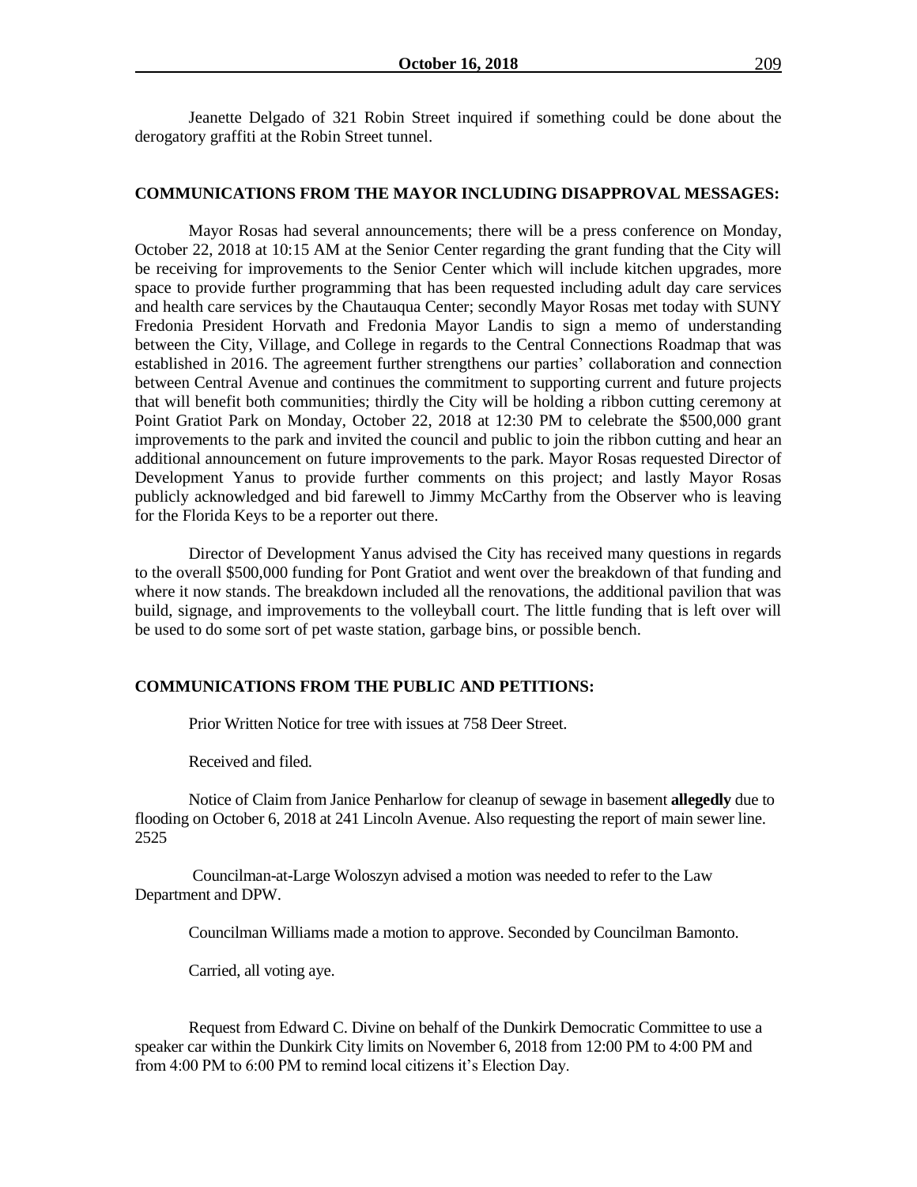Jeanette Delgado of 321 Robin Street inquired if something could be done about the derogatory graffiti at the Robin Street tunnel.

**COMMUNICATIONS FROM THE MAYOR INCLUDING DISAPPROVAL MESSAGES:**

Mayor Rosas had several announcements; there will be a press conference on Monday, October 22, 2018 at 10:15 AM at the Senior Center regarding the grant funding that the City will be receiving for improvements to the Senior Center which will include kitchen upgrades, more space to provide further programming that has been requested including adult day care services and health care services by the Chautauqua Center; secondly Mayor Rosas met today with SUNY Fredonia President Horvath and Fredonia Mayor Landis to sign a memo of understanding between the City, Village, and College in regards to the Central Connections Roadmap that was established in 2016. The agreement further strengthens our parties' collaboration and connection between Central Avenue and continues the commitment to supporting current and future projects that will benefit both communities; thirdly the City will be holding a ribbon cutting ceremony at Point Gratiot Park on Monday, October 22, 2018 at 12:30 PM to celebrate the $500,000 grant improvements to the park and invited the council and public to join the ribbon cutting and hear an additional announcement on future improvements to the park. Mayor Rosas requested Director of Development Yanus to provide further comments on this project; and lastly Mayor Rosas publicly acknowledged and bid farewell to Jimmy McCarthy from the Observer who is leaving for the Florida Keys to be a reporter out there.

Director of Development Yanus advised the City has received many questions in regards to the overall $500,000 funding for Pont Gratiot and went over the breakdown of that funding and where it now stands. The breakdown included all the renovations, the additional pavilion that was build, signage, and improvements to the volleyball court. The little funding that is left over will be used to do some sort of pet waste station, garbage bins, or possible bench.

**COMMUNICATIONS FROM THE PUBLIC AND PETITIONS:**

Prior Written Notice for tree with issues at 758 Deer Street.

Received and filed.

Notice of Claim from Janice Penharlow for cleanup of sewage in basement **allegedly** due to flooding on October 6, 2018 at 241 Lincoln Avenue. Also requesting the report of main sewer line. 2525

Councilman-at-Large Woloszyn advised a motion was needed to refer to the Law Department and DPW.

Councilman Williams made a motion to approve. Seconded by Councilman Bamonto.

Carried, all voting aye.

Request from Edward C. Divine on behalf of the Dunkirk Democratic Committee to use a speaker car within the Dunkirk City limits on November 6, 2018 from 12:00 PM to 4:00 PM and from 4:00 PM to 6:00 PM to remind local citizens it's Election Day.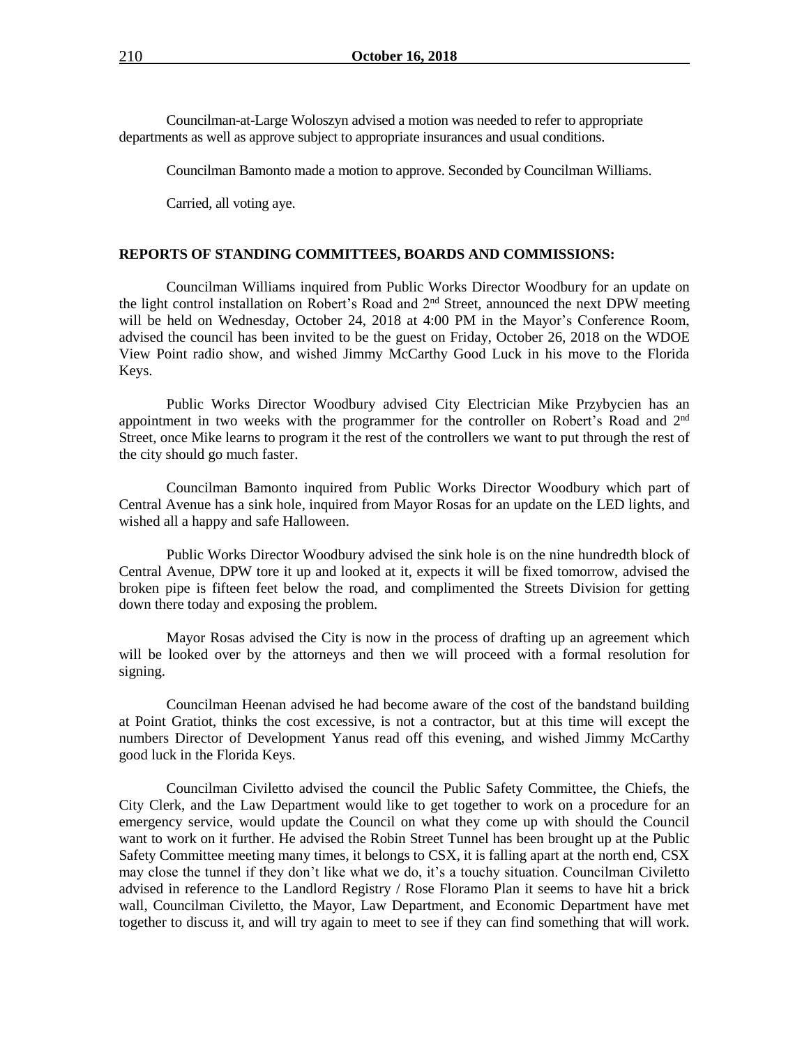Councilman-at-Large Woloszyn advised a motion was needed to refer to appropriate departments as well as approve subject to appropriate insurances and usual conditions.

Councilman Bamonto made a motion to approve. Seconded by Councilman Williams.

Carried, all voting aye.

**REPORTS OF STANDING COMMITTEES, BOARDS AND COMMISSIONS:**

Councilman Williams inquired from Public Works Director Woodbury for an update on the light control installation on Robert's Road and 2nd Street, announced the next DPW meeting will be held on Wednesday, October 24, 2018 at 4:00 PM in the Mayor's Conference Room, advised the council has been invited to be the guest on Friday, October 26, 2018 on the WDOE View Point radio show, and wished Jimmy McCarthy Good Luck in his move to the Florida Keys.

Public Works Director Woodbury advised City Electrician Mike Przybycien has an appointment in two weeks with the programmer for the controller on Robert's Road and 2nd Street, once Mike learns to program it the rest of the controllers we want to put through the rest of the city should go much faster.

Councilman Bamonto inquired from Public Works Director Woodbury which part of Central Avenue has a sink hole, inquired from Mayor Rosas for an update on the LED lights, and wished all a happy and safe Halloween.

Public Works Director Woodbury advised the sink hole is on the nine hundredth block of Central Avenue, DPW tore it up and looked at it, expects it will be fixed tomorrow, advised the broken pipe is fifteen feet below the road, and complimented the Streets Division for getting down there today and exposing the problem.

Mayor Rosas advised the City is now in the process of drafting up an agreement which will be looked over by the attorneys and then we will proceed with a formal resolution for signing.

Councilman Heenan advised he had become aware of the cost of the bandstand building at Point Gratiot, thinks the cost excessive, is not a contractor, but at this time will except the numbers Director of Development Yanus read off this evening, and wished Jimmy McCarthy good luck in the Florida Keys.

Councilman Civiletto advised the council the Public Safety Committee, the Chiefs, the City Clerk, and the Law Department would like to get together to work on a procedure for an emergency service, would update the Council on what they come up with should the Council want to work on it further. He advised the Robin Street Tunnel has been brought up at the Public Safety Committee meeting many times, it belongs to CSX, it is falling apart at the north end, CSX may close the tunnel if they don't like what we do, it's a touchy situation. Councilman Civiletto advised in reference to the Landlord Registry / Rose Floramo Plan it seems to have hit a brick wall, Councilman Civiletto, the Mayor, Law Department, and Economic Department have met together to discuss it, and will try again to meet to see if they can find something that will work.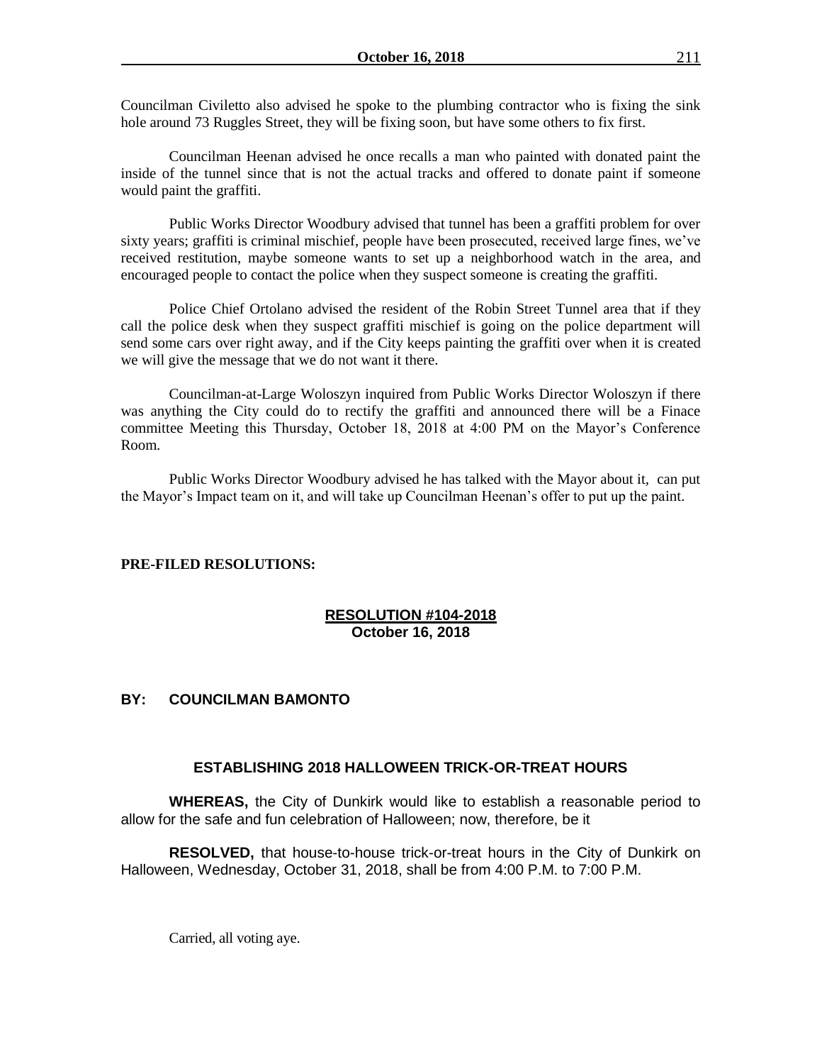Councilman Civiletto also advised he spoke to the plumbing contractor who is fixing the sink hole around 73 Ruggles Street, they will be fixing soon, but have some others to fix first.

Councilman Heenan advised he once recalls a man who painted with donated paint the inside of the tunnel since that is not the actual tracks and offered to donate paint if someone would paint the graffiti.

Public Works Director Woodbury advised that tunnel has been a graffiti problem for over sixty years; graffiti is criminal mischief, people have been prosecuted, received large fines, we've received restitution, maybe someone wants to set up a neighborhood watch in the area, and encouraged people to contact the police when they suspect someone is creating the graffiti.

Police Chief Ortolano advised the resident of the Robin Street Tunnel area that if they call the police desk when they suspect graffiti mischief is going on the police department will send some cars over right away, and if the City keeps painting the graffiti over when it is created we will give the message that we do not want it there.

Councilman-at-Large Woloszyn inquired from Public Works Director Woloszyn if there was anything the City could do to rectify the graffiti and announced there will be a Finace committee Meeting this Thursday, October 18, 2018 at 4:00 PM on the Mayor's Conference Room.

Public Works Director Woodbury advised he has talked with the Mayor about it, can put the Mayor's Impact team on it, and will take up Councilman Heenan's offer to put up the paint.

**PRE-FILED RESOLUTIONS:**

**RESOLUTION #104-2018**
**October 16, 2018**

**BY: COUNCILMAN BAMONTO**

**ESTABLISHING 2018 HALLOWEEN TRICK-OR-TREAT HOURS**

**WHEREAS,** the City of Dunkirk would like to establish a reasonable period to allow for the safe and fun celebration of Halloween; now, therefore, be it

**RESOLVED,** that house-to-house trick-or-treat hours in the City of Dunkirk on Halloween, Wednesday, October 31, 2018, shall be from 4:00 P.M. to 7:00 P.M.

Carried, all voting aye.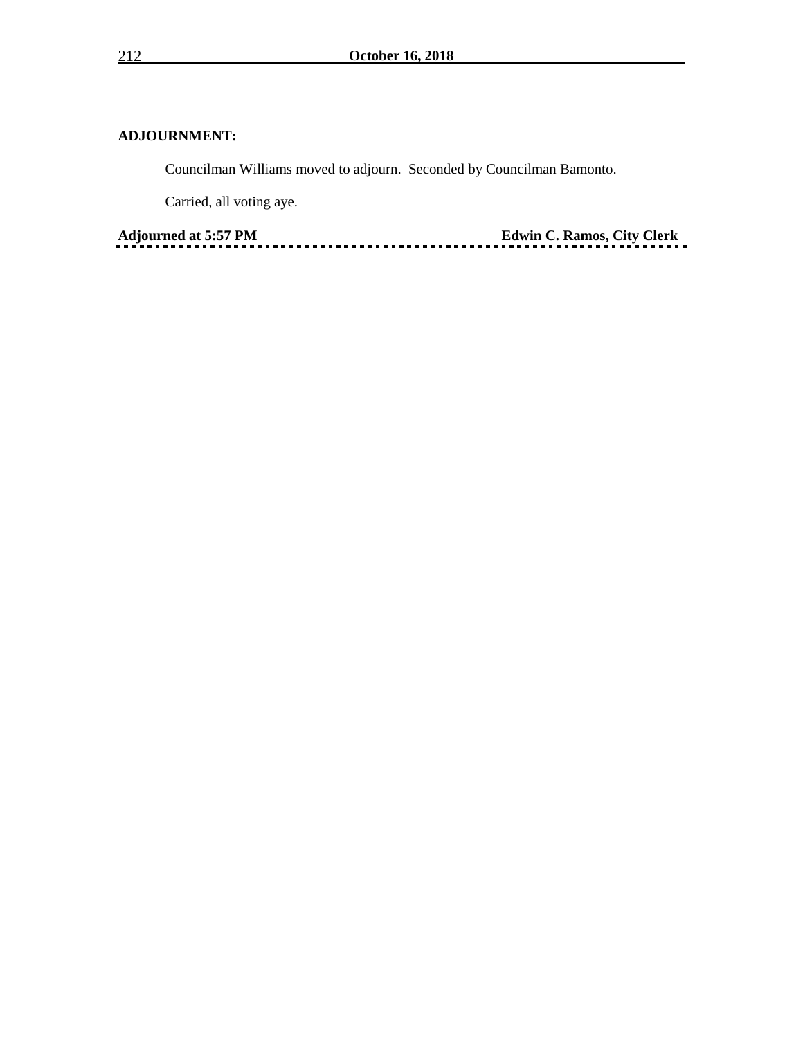**ADJOURNMENT:**

Councilman Williams moved to adjourn. Seconded by Councilman Bamonto.

Carried, all voting aye.

**Adjourned at 5:57 PM** **Edwin C. Ramos, City Clerk**